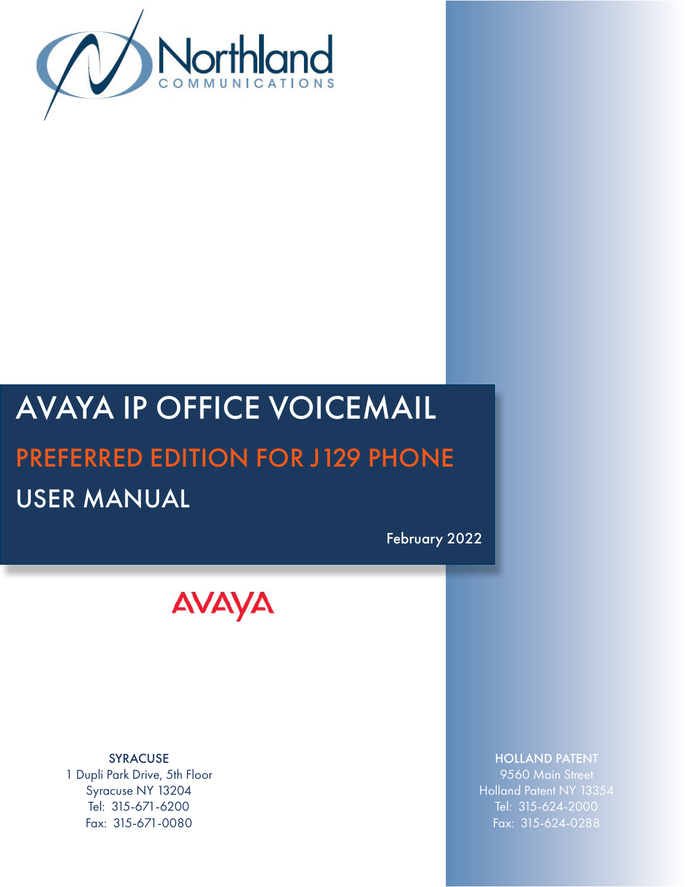Northland
COMMUNICATIONS

# AVAYA IP OFFICE VOICEMAIL

## PREFERRED EDITION FOR J129 PHONE

## USER MANUAL

February 2022

AVAYA

SYRACUSE
1 Dupli Park Drive, 5th Floor
Syracuse NY 13204
Tel: 315-671-6200
Fax: 315-671-0080

HOLLAND PATENT
9560 Main Street
Holland Patent NY 13354
Tel: 315-624-2000
Fax: 315-624-0288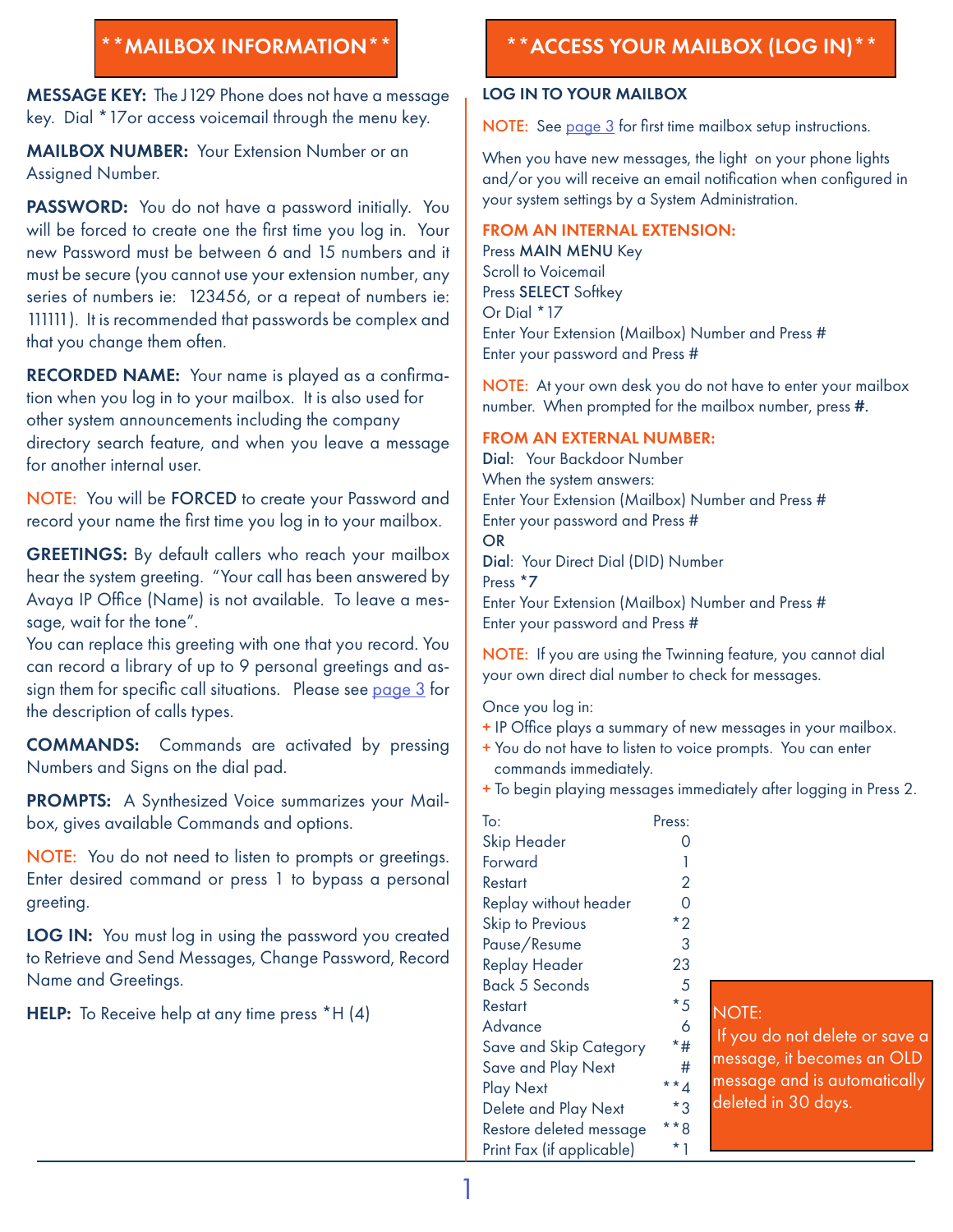## **MAILBOX INFORMATION**

**MESSAGE KEY:** The J129 Phone does not have a message key. Dial *17or access voicemail through the menu key.

**MAILBOX NUMBER:** Your Extension Number or an Assigned Number.

**PASSWORD:** You do not have a password initially. You will be forced to create one the first time you log in. Your new Password must be between 6 and 15 numbers and it must be secure (you cannot use your extension number, any series of numbers ie: 123456, or a repeat of numbers ie: 111111). It is recommended that passwords be complex and that you change them often.

**RECORDED NAME:** Your name is played as a confirmation when you log in to your mailbox. It is also used for other system announcements including the company directory search feature, and when you leave a message for another internal user.

NOTE: You will be **FORCED** to create your Password and record your name the first time you log in to your mailbox.

**GREETINGS:** By default callers who reach your mailbox hear the system greeting. "Your call has been answered by Avaya IP Office (Name) is not available. To leave a message, wait for the tone".
You can replace this greeting with one that you record. You can record a library of up to 9 personal greetings and assign them for specific call situations. Please see page 3 for the description of calls types.

**COMMANDS:** Commands are activated by pressing Numbers and Signs on the dial pad.

**PROMPTS:** A Synthesized Voice summarizes your Mailbox, gives available Commands and options.

NOTE: You do not need to listen to prompts or greetings. Enter desired command or press 1 to bypass a personal greeting.

**LOG IN:** You must log in using the password you created to Retrieve and Send Messages, Change Password, Record Name and Greetings.

**HELP:** To Receive help at any time press *H (4)

## **ACCESS YOUR MAILBOX (LOG IN)**

**LOG IN TO YOUR MAILBOX**

NOTE: See page 3 for first time mailbox setup instructions.

When you have new messages, the light on your phone lights and/or you will receive an email notification when configured in your system settings by a System Administration.

**FROM AN INTERNAL EXTENSION:**
Press **MAIN MENU** Key
Scroll to Voicemail
Press **SELECT** Softkey
Or Dial *17
Enter Your Extension (Mailbox) Number and Press #
Enter your password and Press #

NOTE: At your own desk you do not have to enter your mailbox number. When prompted for the mailbox number, press **#.**

**FROM AN EXTERNAL NUMBER:**
**Dial:** Your Backdoor Number
When the system answers:
Enter Your Extension (Mailbox) Number and Press #
Enter your password and Press #
**OR**
**Dial**: Your Direct Dial (DID) Number
Press ***7**
Enter Your Extension (Mailbox) Number and Press #
Enter your password and Press #

NOTE: If you are using the Twinning feature, you cannot dial your own direct dial number to check for messages.

Once you log in:
+ IP Office plays a summary of new messages in your mailbox.
+ You do not have to listen to voice prompts. You can enter commands immediately.
+ To begin playing messages immediately after logging in Press 2.

| To: | Press: |
|---|---|
| Skip Header | 0 |
| Forward | 1 |
| Restart | 2 |
| Replay without header | 0 |
| Skip to Previous | *2 |
| Pause/Resume | 3 |
| Replay Header | 23 |
| Back 5 Seconds | 5 |
| Restart | *5 |
| Advance | 6 |
| Save and Skip Category | *# |
| Save and Play Next | # |
| Play Next | **4 |
| Delete and Play Next | *3 |
| Restore deleted message | **8 |
| Print Fax (if applicable) | *1 |

NOTE:
If you do not delete or save a message, it becomes an OLD message and is automatically deleted in 30 days.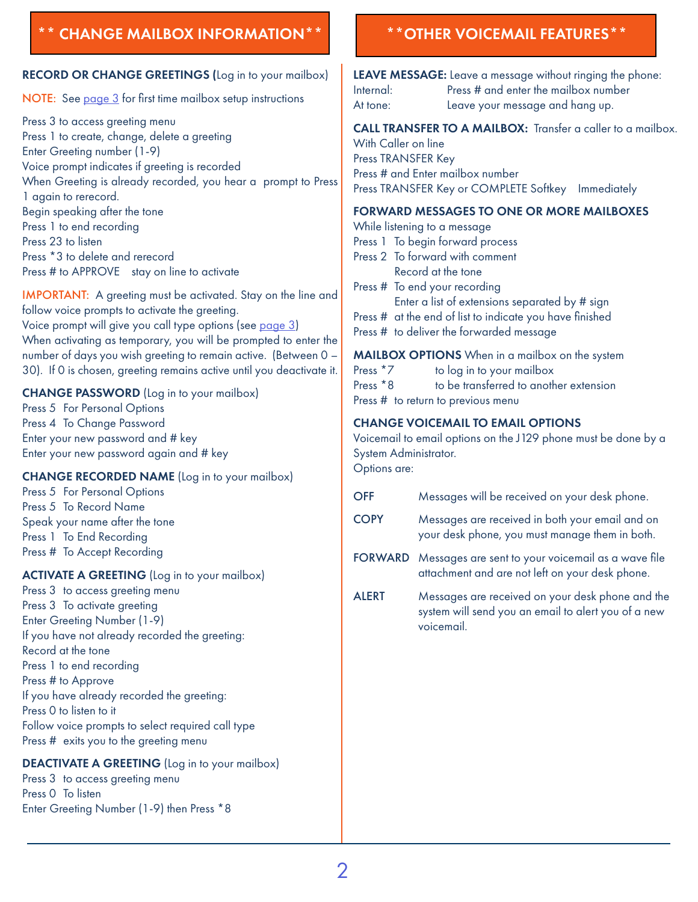## ** CHANGE MAILBOX INFORMATION**

**RECORD OR CHANGE GREETINGS (**Log in to your mailbox)

NOTE: See page 3 for first time mailbox setup instructions

Press 3 to access greeting menu
Press 1 to create, change, delete a greeting
Enter Greeting number (1-9)
Voice prompt indicates if greeting is recorded
When Greeting is already recorded, you hear a prompt to Press 1 again to rerecord.
Begin speaking after the tone
Press 1 to end recording
Press 23 to listen
Press *3 to delete and rerecord
Press # to APPROVE stay on line to activate

IMPORTANT: A greeting must be activated. Stay on the line and follow voice prompts to activate the greeting.
Voice prompt will give you call type options (see page 3)
When activating as temporary, you will be prompted to enter the number of days you wish greeting to remain active. (Between 0 – 30). If 0 is chosen, greeting remains active until you deactivate it.

**CHANGE PASSWORD** (Log in to your mailbox)
Press 5 For Personal Options
Press 4 To Change Password
Enter your new password and # key
Enter your new password again and # key

**CHANGE RECORDED NAME** (Log in to your mailbox)
Press 5 For Personal Options
Press 5 To Record Name
Speak your name after the tone
Press 1 To End Recording
Press # To Accept Recording

**ACTIVATE A GREETING** (Log in to your mailbox)
Press 3 to access greeting menu
Press 3 To activate greeting
Enter Greeting Number (1-9)
If you have not already recorded the greeting:
Record at the tone
Press 1 to end recording
Press # to Approve
If you have already recorded the greeting:
Press 0 to listen to it
Follow voice prompts to select required call type
Press # exits you to the greeting menu

**DEACTIVATE A GREETING** (Log in to your mailbox)
Press 3 to access greeting menu
Press 0 To listen
Enter Greeting Number (1-9) then Press *8

## **OTHER VOICEMAIL FEATURES**

**LEAVE MESSAGE:** Leave a message without ringing the phone:
Internal: Press # and enter the mailbox number
At tone: Leave your message and hang up.

**CALL TRANSFER TO A MAILBOX:** Transfer a caller to a mailbox.
With Caller on line
Press TRANSFER Key
Press # and Enter mailbox number
Press TRANSFER Key or COMPLETE Softkey Immediately

**FORWARD MESSAGES TO ONE OR MORE MAILBOXES**
While listening to a message
Press 1 To begin forward process
Press 2 To forward with comment
Record at the tone
Press # To end your recording
Enter a list of extensions separated by # sign
Press # at the end of list to indicate you have finished
Press # to deliver the forwarded message

**MAILBOX OPTIONS** When in a mailbox on the system
Press *7 to log in to your mailbox
Press *8 to be transferred to another extension
Press # to return to previous menu

**CHANGE VOICEMAIL TO EMAIL OPTIONS**
Voicemail to email options on the J129 phone must be done by a System Administrator.
Options are:

**OFF** Messages will be received on your desk phone.

**COPY** Messages are received in both your email and on your desk phone, you must manage them in both.

**FORWARD** Messages are sent to your voicemail as a wave file attachment and are not left on your desk phone.

**ALERT** Messages are received on your desk phone and the system will send you an email to alert you of a new voicemail.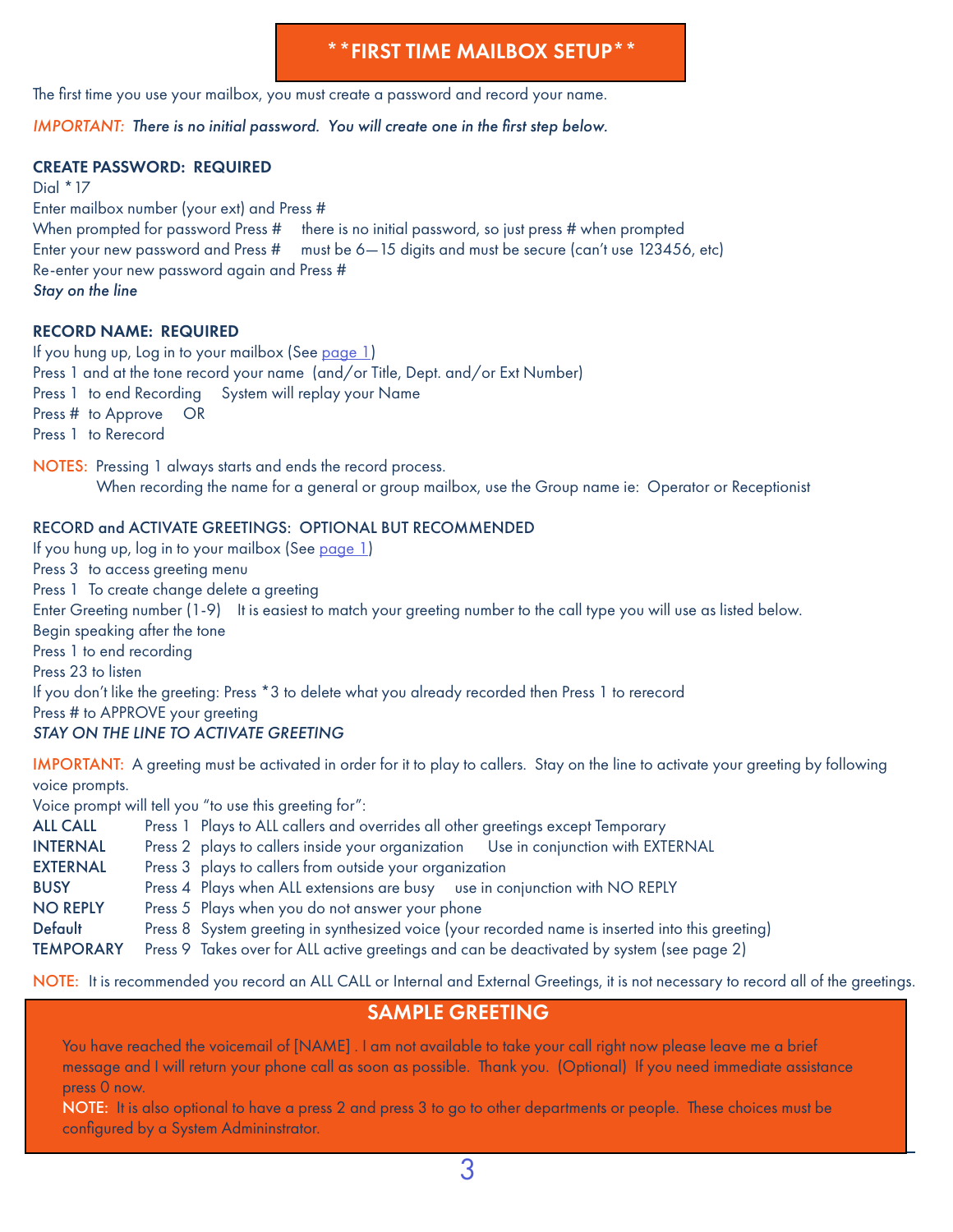# **FIRST TIME MAILBOX SETUP**

The first time you use your mailbox, you must create a password and record your name.

IMPORTANT: *There is no initial password. You will create one in the first step below.*

**CREATE PASSWORD: REQUIRED**

Dial *17
Enter mailbox number (your ext) and Press #
When prompted for password Press # there is no initial password, so just press # when prompted
Enter your new password and Press # must be 6—15 digits and must be secure (can't use 123456, etc)
Re-enter your new password again and Press #
*Stay on the line*

**RECORD NAME: REQUIRED**

If you hung up, Log in to your mailbox (See page 1)
Press 1 and at the tone record your name (and/or Title, Dept. and/or Ext Number)
Press 1 to end Recording System will replay your Name
Press # to Approve OR
Press 1 to Rerecord

NOTES: Pressing 1 always starts and ends the record process.
When recording the name for a general or group mailbox, use the Group name ie: Operator or Receptionist

**RECORD and ACTIVATE GREETINGS: OPTIONAL BUT RECOMMENDED**

If you hung up, log in to your mailbox (See page 1)
Press 3 to access greeting menu
Press 1 To create change delete a greeting
Enter Greeting number (1-9) It is easiest to match your greeting number to the call type you will use as listed below.
Begin speaking after the tone
Press 1 to end recording
Press 23 to listen
If you don't like the greeting: Press *3 to delete what you already recorded then Press 1 to rerecord
Press # to APPROVE your greeting
*STAY ON THE LINE TO ACTIVATE GREETING*

IMPORTANT: A greeting must be activated in order for it to play to callers. Stay on the line to activate your greeting by following voice prompts.
Voice prompt will tell you "to use this greeting for":

| | | |
|---|---|---|
| **ALL CALL** | Press 1 | Plays to ALL callers and overrides all other greetings except Temporary |
| **INTERNAL** | Press 2 | plays to callers inside your organization Use in conjunction with EXTERNAL |
| **EXTERNAL** | Press 3 | plays to callers from outside your organization |
| **BUSY** | Press 4 | Plays when ALL extensions are busy use in conjunction with NO REPLY |
| **NO REPLY** | Press 5 | Plays when you do not answer your phone |
| **Default** | Press 8 | System greeting in synthesized voice (your recorded name is inserted into this greeting) |
| **TEMPORARY** | Press 9 | Takes over for ALL active greetings and can be deactivated by system (see page 2) |

NOTE: It is recommended you record an ALL CALL or Internal and External Greetings, it is not necessary to record all of the greetings.

## SAMPLE GREETING

You have reached the voicemail of [NAME] . I am not available to take your call right now please leave me a brief message and I will return your phone call as soon as possible. Thank you. (Optional) If you need immediate assistance press 0 now.

**NOTE:** It is also optional to have a press 2 and press 3 to go to other departments or people. These choices must be configured by a System Admininstrator.